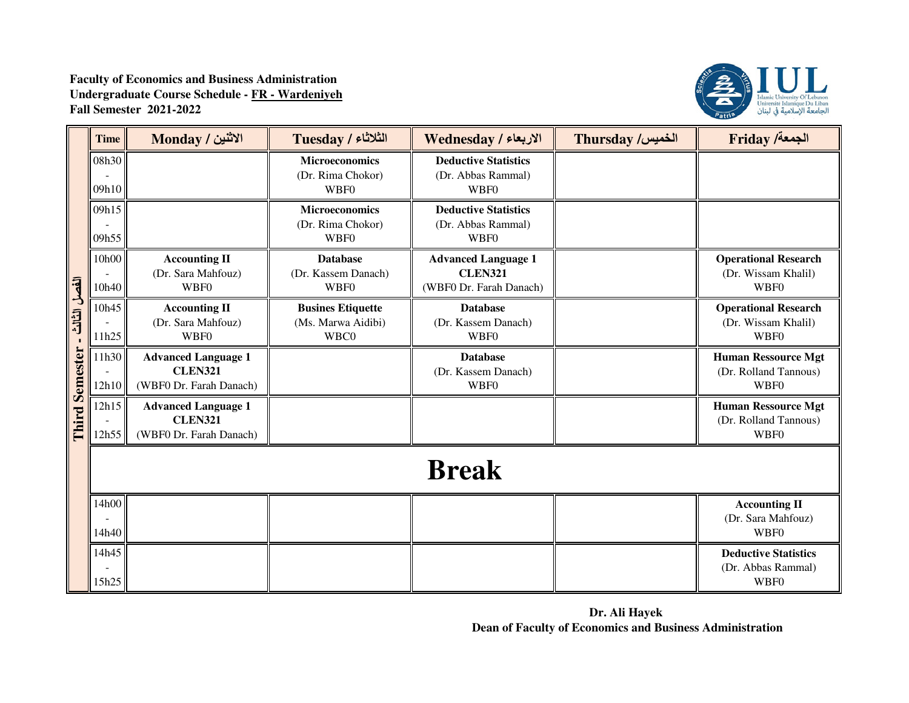**Faculty of Economics and Business Administration**
**Undergraduate Course Schedule - FR - Wardeniyeh**
**Fall Semester 2021-2022**

IUL
Islamic University Of Lebanon
Université Islamique Du Liban
الجامعة الإسلامية في لبنان

**Third Semester - الفصل الثالث**

| Time | Monday / الاثنين | Tuesday / الثلاثاء | Wednesday / الاربعاء | Thursday /الخميس | Friday /الجمعة |
|---|---|---|---|---|---|
| 08h30 - 09h10 | | **Microeconomics** (Dr. Rima Chokor) WBF0 | **Deductive Statistics** (Dr. Abbas Rammal) WBF0 | | |
| 09h15 - 09h55 | | **Microeconomics** (Dr. Rima Chokor) WBF0 | **Deductive Statistics** (Dr. Abbas Rammal) WBF0 | | |
| 10h00 - 10h40 | **Accounting II** (Dr. Sara Mahfouz) WBF0 | **Database** (Dr. Kassem Danach) WBF0 | **Advanced Language 1** **CLEN321** (WBF0 Dr. Farah Danach) | | **Operational Research** (Dr. Wissam Khalil) WBF0 |
| 10h45 - 11h25 | **Accounting II** (Dr. Sara Mahfouz) WBF0 | **Busines Etiquette** (Ms. Marwa Aidibi) WBC0 | **Database** (Dr. Kassem Danach) WBF0 | | **Operational Research** (Dr. Wissam Khalil) WBF0 |
| 11h30 - 12h10 | **Advanced Language 1** **CLEN321** (WBF0 Dr. Farah Danach) | | **Database** (Dr. Kassem Danach) WBF0 | | **Human Ressource Mgt** (Dr. Rolland Tannous) WBF0 |
| 12h15 - 12h55 | **Advanced Language 1** **CLEN321** (WBF0 Dr. Farah Danach) | | | | **Human Ressource Mgt** (Dr. Rolland Tannous) WBF0 |
| **Break** | | | | | |
| 14h00 - 14h40 | | | | | **Accounting II** (Dr. Sara Mahfouz) WBF0 |
| 14h45 - 15h25 | | | | | **Deductive Statistics** (Dr. Abbas Rammal) WBF0 |

**Dr. Ali Hayek**
**Dean of Faculty of Economics and Business Administration**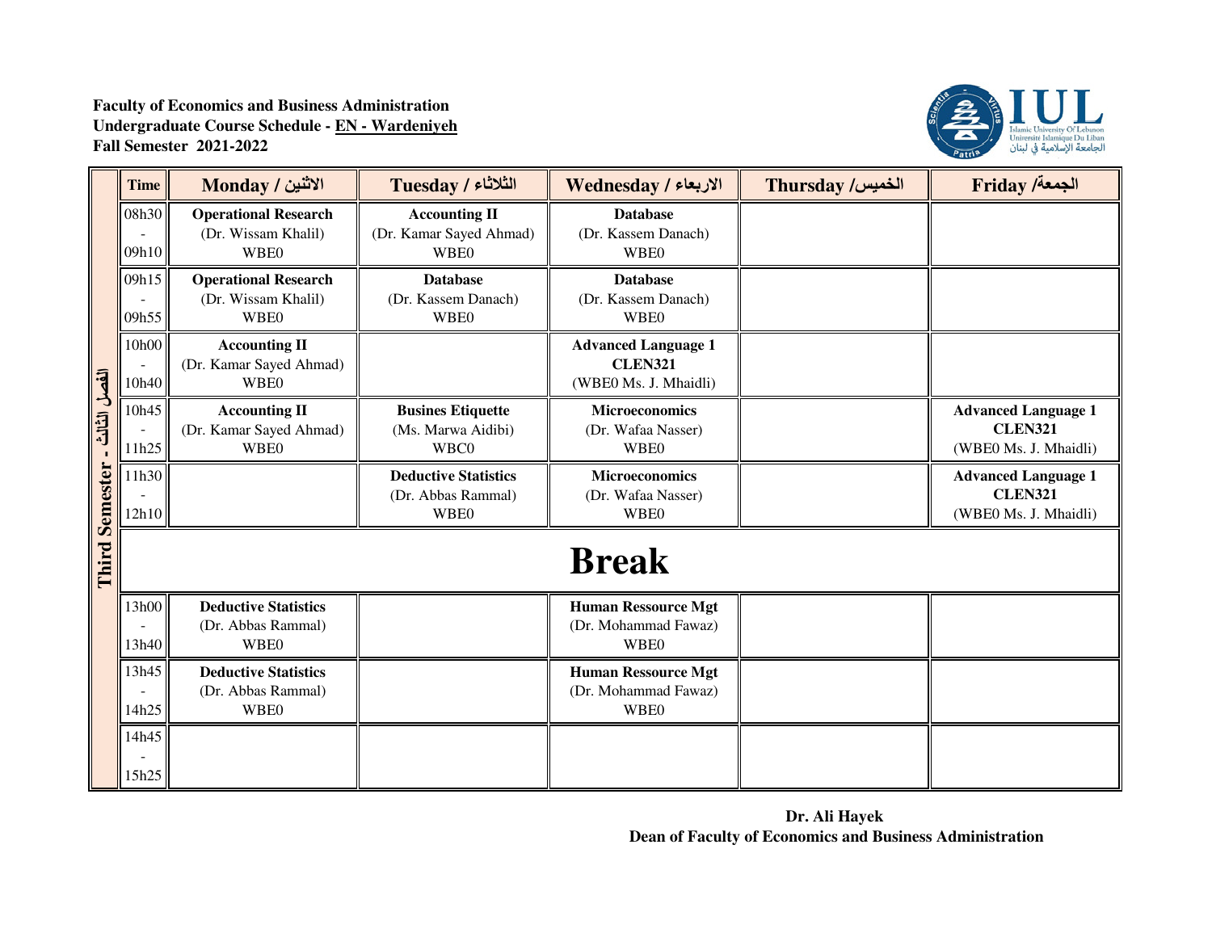**Faculty of Economics and Business Administration**
**Undergraduate Course Schedule - EN - Wardeniyeh**
**Fall Semester 2021-2022**

**Third Semester - الفصل الثالث**

| Time | Monday / الاثنين | Tuesday / الثلاثاء | Wednesday / الاربعاء | Thursday /الخميس | Friday /الجمعة |
|---|---|---|---|---|---|
| 08h30 - 09h10 | **Operational Research** (Dr. Wissam Khalil) WBE0 | **Accounting II** (Dr. Kamar Sayed Ahmad) WBE0 | **Database** (Dr. Kassem Danach) WBE0 | | |
| 09h15 - 09h55 | **Operational Research** (Dr. Wissam Khalil) WBE0 | **Database** (Dr. Kassem Danach) WBE0 | **Database** (Dr. Kassem Danach) WBE0 | | |
| 10h00 - 10h40 | **Accounting II** (Dr. Kamar Sayed Ahmad) WBE0 | | **Advanced Language 1** **CLEN321** (WBE0 Ms. J. Mhaidli) | | |
| 10h45 - 11h25 | **Accounting II** (Dr. Kamar Sayed Ahmad) WBE0 | **Busines Etiquette** (Ms. Marwa Aidibi) WBC0 | **Microeconomics** (Dr. Wafaa Nasser) WBE0 | | **Advanced Language 1** **CLEN321** (WBE0 Ms. J. Mhaidli) |
| 11h30 - 12h10 | | **Deductive Statistics** (Dr. Abbas Rammal) WBE0 | **Microeconomics** (Dr. Wafaa Nasser) WBE0 | | **Advanced Language 1** **CLEN321** (WBE0 Ms. J. Mhaidli) |
| **Break** | | | | | |
| 13h00 - 13h40 | **Deductive Statistics** (Dr. Abbas Rammal) WBE0 | | **Human Ressource Mgt** (Dr. Mohammad Fawaz) WBE0 | | |
| 13h45 - 14h25 | **Deductive Statistics** (Dr. Abbas Rammal) WBE0 | | **Human Ressource Mgt** (Dr. Mohammad Fawaz) WBE0 | | |
| 14h45 - 15h25 | | | | | |

**Dr. Ali Hayek**
**Dean of Faculty of Economics and Business Administration**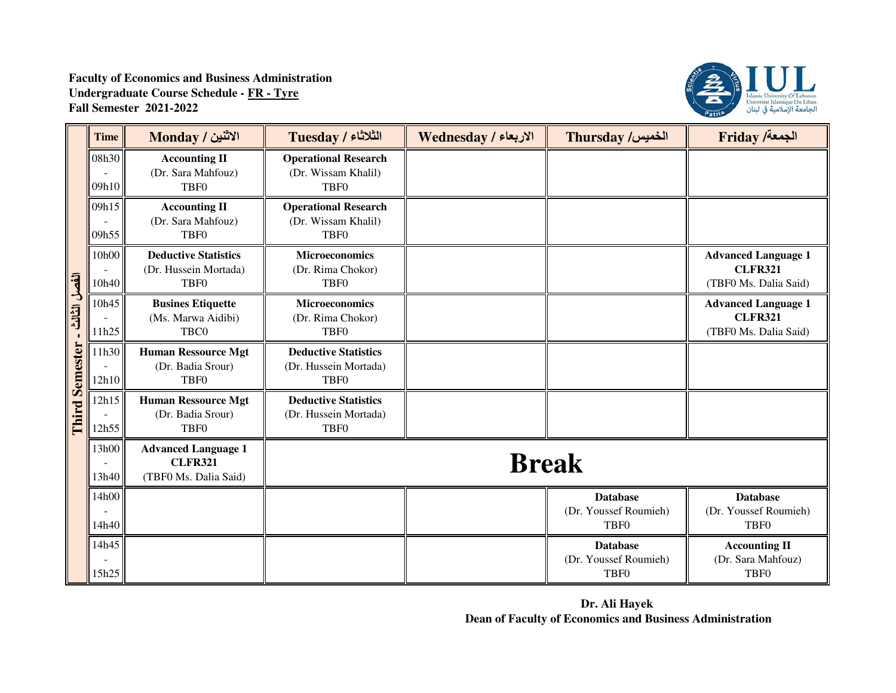**Faculty of Economics and Business Administration**
**Undergraduate Course Schedule - FR - Tyre**
**Fall Semester 2021-2022**

**Third Semester - الفصل الثالث**

| Time | Monday / الاثنين | Tuesday / الثلاثاء | Wednesday / الاربعاء | Thursday /الخميس | Friday /الجمعة |
|---|---|---|---|---|---|
| 08h30 - 09h10 | **Accounting II** (Dr. Sara Mahfouz) TBF0 | **Operational Research** (Dr. Wissam Khalil) TBF0 | | | |
| 09h15 - 09h55 | **Accounting II** (Dr. Sara Mahfouz) TBF0 | **Operational Research** (Dr. Wissam Khalil) TBF0 | | | |
| 10h00 - 10h40 | **Deductive Statistics** (Dr. Hussein Mortada) TBF0 | **Microeconomics** (Dr. Rima Chokor) TBF0 | | | **Advanced Language 1 CLFR321** (TBF0 Ms. Dalia Said) |
| 10h45 - 11h25 | **Busines Etiquette** (Ms. Marwa Aidibi) TBC0 | **Microeconomics** (Dr. Rima Chokor) TBF0 | | | **Advanced Language 1 CLFR321** (TBF0 Ms. Dalia Said) |
| 11h30 - 12h10 | **Human Ressource Mgt** (Dr. Badia Srour) TBF0 | **Deductive Statistics** (Dr. Hussein Mortada) TBF0 | | | |
| 12h15 - 12h55 | **Human Ressource Mgt** (Dr. Badia Srour) TBF0 | **Deductive Statistics** (Dr. Hussein Mortada) TBF0 | | | |
| 13h00 - 13h40 | **Advanced Language 1 CLFR321** (TBF0 Ms. Dalia Said) | **Break** | | | |
| 14h00 - 14h40 | | | | **Database** (Dr. Youssef Roumieh) TBF0 | **Database** (Dr. Youssef Roumieh) TBF0 |
| 14h45 - 15h25 | | | | **Database** (Dr. Youssef Roumieh) TBF0 | **Accounting II** (Dr. Sara Mahfouz) TBF0 |

**Dr. Ali Hayek**
**Dean of Faculty of Economics and Business Administration**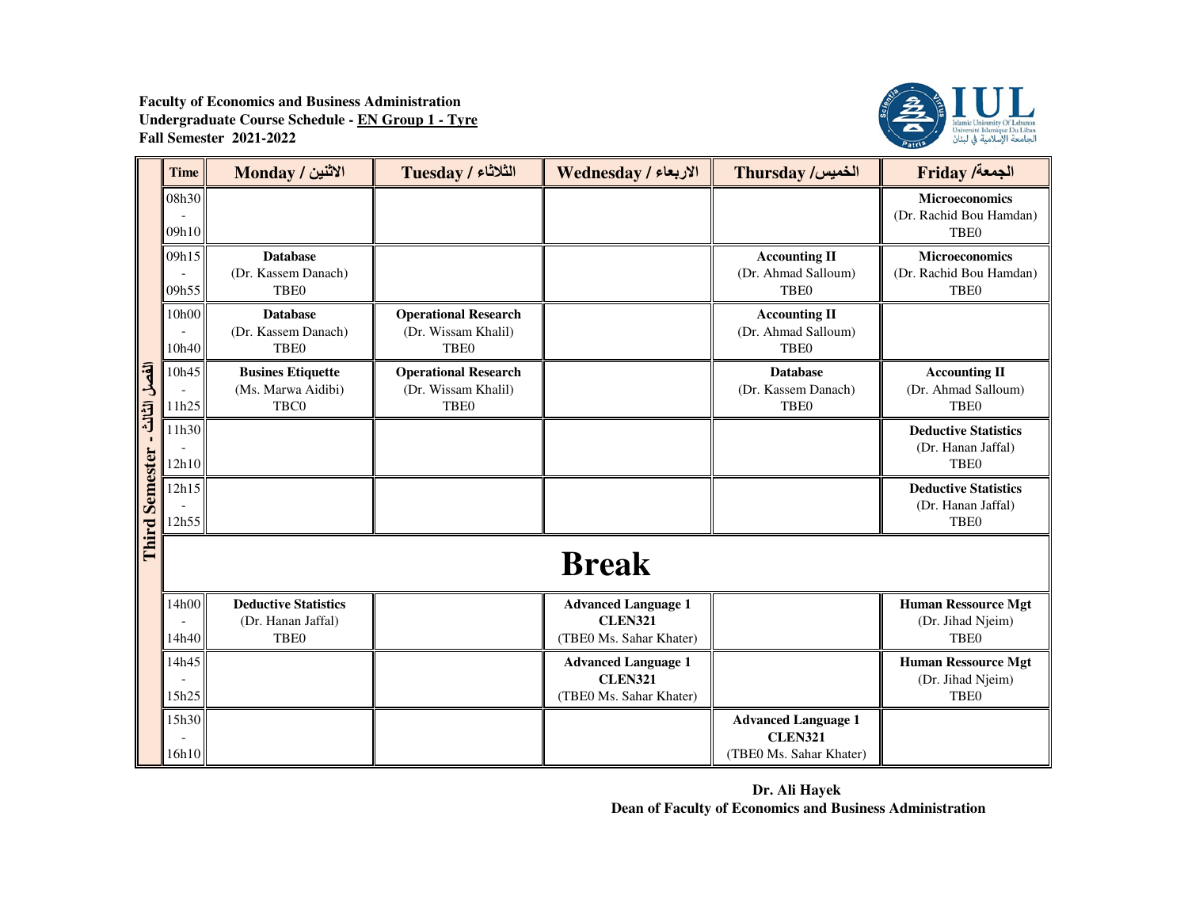**Faculty of Economics and Business Administration**
**Undergraduate Course Schedule - EN Group 1 - Tyre**
**Fall Semester 2021-2022**

**Third Semester - الفصل الثالث**

| Time | Monday / الاثنين | Tuesday / الثلاثاء | Wednesday / الاربعاء | Thursday / الخميس | Friday / الجمعة |
|---|---|---|---|---|---|
| 08h30 - 09h10 | | | | | **Microeconomics** (Dr. Rachid Bou Hamdan) TBE0 |
| 09h15 - 09h55 | **Database** (Dr. Kassem Danach) TBE0 | | | **Accounting II** (Dr. Ahmad Salloum) TBE0 | **Microeconomics** (Dr. Rachid Bou Hamdan) TBE0 |
| 10h00 - 10h40 | **Database** (Dr. Kassem Danach) TBE0 | **Operational Research** (Dr. Wissam Khalil) TBE0 | | **Accounting II** (Dr. Ahmad Salloum) TBE0 | |
| 10h45 - 11h25 | **Busines Etiquette** (Ms. Marwa Aidibi) TBC0 | **Operational Research** (Dr. Wissam Khalil) TBE0 | | **Database** (Dr. Kassem Danach) TBE0 | **Accounting II** (Dr. Ahmad Salloum) TBE0 |
| 11h30 - 12h10 | | | | | **Deductive Statistics** (Dr. Hanan Jaffal) TBE0 |
| 12h15 - 12h55 | | | | | **Deductive Statistics** (Dr. Hanan Jaffal) TBE0 |
| **Break** | | | | | |
| 14h00 - 14h40 | **Deductive Statistics** (Dr. Hanan Jaffal) TBE0 | | **Advanced Language 1** **CLEN321** (TBE0 Ms. Sahar Khater) | | **Human Ressource Mgt** (Dr. Jihad Njeim) TBE0 |
| 14h45 - 15h25 | | | **Advanced Language 1** **CLEN321** (TBE0 Ms. Sahar Khater) | | **Human Ressource Mgt** (Dr. Jihad Njeim) TBE0 |
| 15h30 - 16h10 | | | | **Advanced Language 1** **CLEN321** (TBE0 Ms. Sahar Khater) | |

**Dr. Ali Hayek**
**Dean of Faculty of Economics and Business Administration**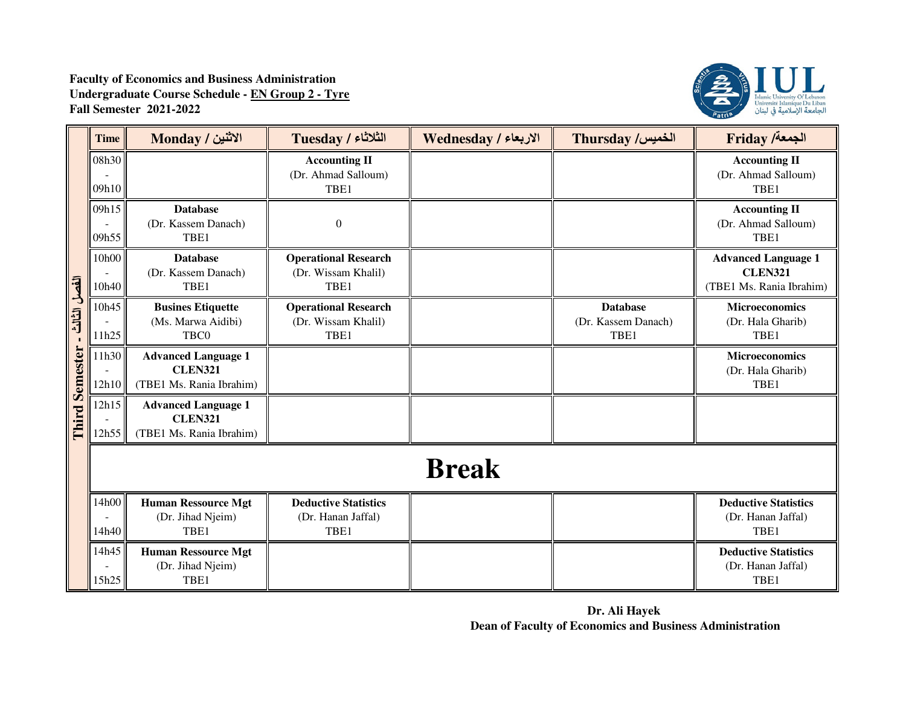**Faculty of Economics and Business Administration**
**Undergraduate Course Schedule - EN Group 2 - Tyre**
**Fall Semester 2021-2022**

IUL
Islamic University Of Lebanon
Université Islamique Du Liban
الجامعة الإسلامية في لبنان

**Third Semester - الفصل الثالث**

| Time | Monday / الاثنين | Tuesday / الثلاثاء | Wednesday / الاربعاء | Thursday / الخميس | Friday / الجمعة |
|---|---|---|---|---|---|
| 08h30 - 09h10 | | **Accounting II** (Dr. Ahmad Salloum) TBE1 | | | **Accounting II** (Dr. Ahmad Salloum) TBE1 |
| 09h15 - 09h55 | **Database** (Dr. Kassem Danach) TBE1 | 0 | | | **Accounting II** (Dr. Ahmad Salloum) TBE1 |
| 10h00 - 10h40 | **Database** (Dr. Kassem Danach) TBE1 | **Operational Research** (Dr. Wissam Khalil) TBE1 | | | **Advanced Language 1 CLEN321** (TBE1 Ms. Rania Ibrahim) |
| 10h45 - 11h25 | **Busines Etiquette** (Ms. Marwa Aidibi) TBC0 | **Operational Research** (Dr. Wissam Khalil) TBE1 | | **Database** (Dr. Kassem Danach) TBE1 | **Microeconomics** (Dr. Hala Gharib) TBE1 |
| 11h30 - 12h10 | **Advanced Language 1 CLEN321** (TBE1 Ms. Rania Ibrahim) | | | | **Microeconomics** (Dr. Hala Gharib) TBE1 |
| 12h15 - 12h55 | **Advanced Language 1 CLEN321** (TBE1 Ms. Rania Ibrahim) | | | | |
| **Break** | | | | | |
| 14h00 - 14h40 | **Human Ressource Mgt** (Dr. Jihad Njeim) TBE1 | **Deductive Statistics** (Dr. Hanan Jaffal) TBE1 | | | **Deductive Statistics** (Dr. Hanan Jaffal) TBE1 |
| 14h45 - 15h25 | **Human Ressource Mgt** (Dr. Jihad Njeim) TBE1 | | | | **Deductive Statistics** (Dr. Hanan Jaffal) TBE1 |

**Dr. Ali Hayek**
**Dean of Faculty of Economics and Business Administration**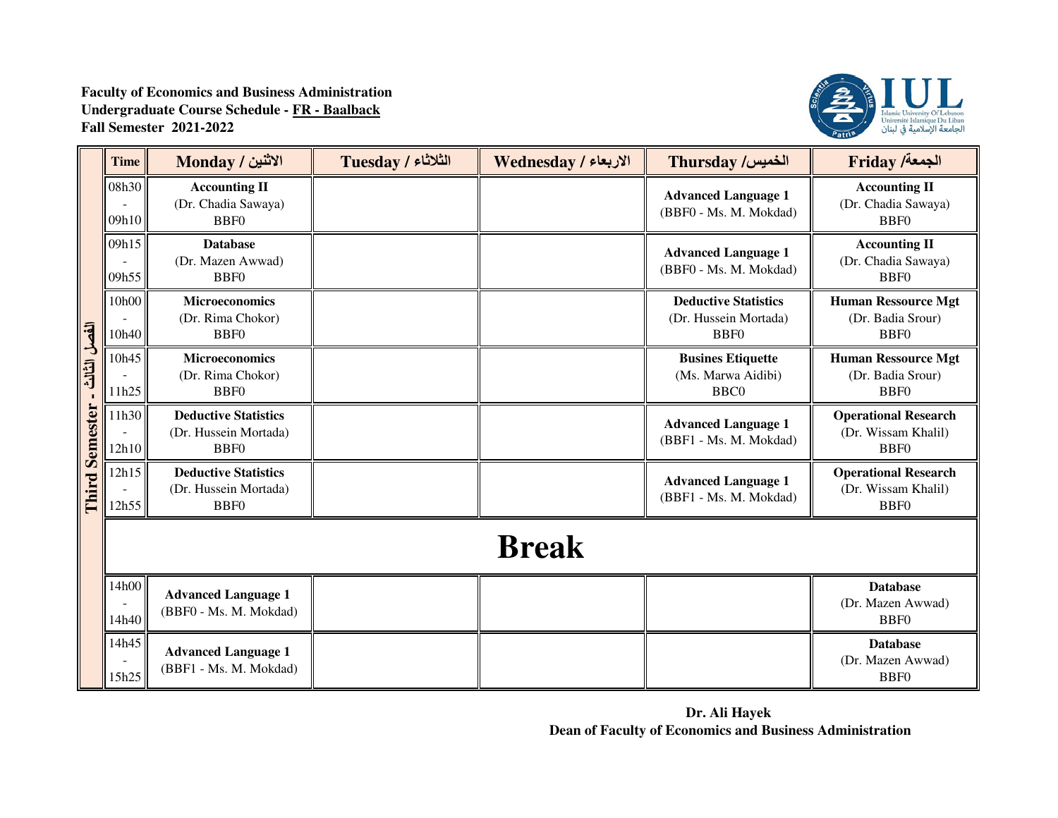**Faculty of Economics and Business Administration**
**Undergraduate Course Schedule - FR - Baalback**
**Fall Semester 2021-2022**

**Third Semester - الفصل الثالث**

| Time | Monday / الاثنين | Tuesday / الثلاثاء | Wednesday / الاربعاء | Thursday / الخميس | Friday / الجمعة |
|---|---|---|---|---|---|
| 08h30 - 09h10 | **Accounting II** (Dr. Chadia Sawaya) BBF0 | | | **Advanced Language 1** (BBF0 - Ms. M. Mokdad) | **Accounting II** (Dr. Chadia Sawaya) BBF0 |
| 09h15 - 09h55 | **Database** (Dr. Mazen Awwad) BBF0 | | | **Advanced Language 1** (BBF0 - Ms. M. Mokdad) | **Accounting II** (Dr. Chadia Sawaya) BBF0 |
| 10h00 - 10h40 | **Microeconomics** (Dr. Rima Chokor) BBF0 | | | **Deductive Statistics** (Dr. Hussein Mortada) BBF0 | **Human Ressource Mgt** (Dr. Badia Srour) BBF0 |
| 10h45 - 11h25 | **Microeconomics** (Dr. Rima Chokor) BBF0 | | | **Busines Etiquette** (Ms. Marwa Aidibi) BBC0 | **Human Ressource Mgt** (Dr. Badia Srour) BBF0 |
| 11h30 - 12h10 | **Deductive Statistics** (Dr. Hussein Mortada) BBF0 | | | **Advanced Language 1** (BBF1 - Ms. M. Mokdad) | **Operational Research** (Dr. Wissam Khalil) BBF0 |
| 12h15 - 12h55 | **Deductive Statistics** (Dr. Hussein Mortada) BBF0 | | | **Advanced Language 1** (BBF1 - Ms. M. Mokdad) | **Operational Research** (Dr. Wissam Khalil) BBF0 |
| **Break** | | | | | |
| 14h00 - 14h40 | **Advanced Language 1** (BBF0 - Ms. M. Mokdad) | | | | **Database** (Dr. Mazen Awwad) BBF0 |
| 14h45 - 15h25 | **Advanced Language 1** (BBF1 - Ms. M. Mokdad) | | | | **Database** (Dr. Mazen Awwad) BBF0 |

**Dr. Ali Hayek**
**Dean of Faculty of Economics and Business Administration**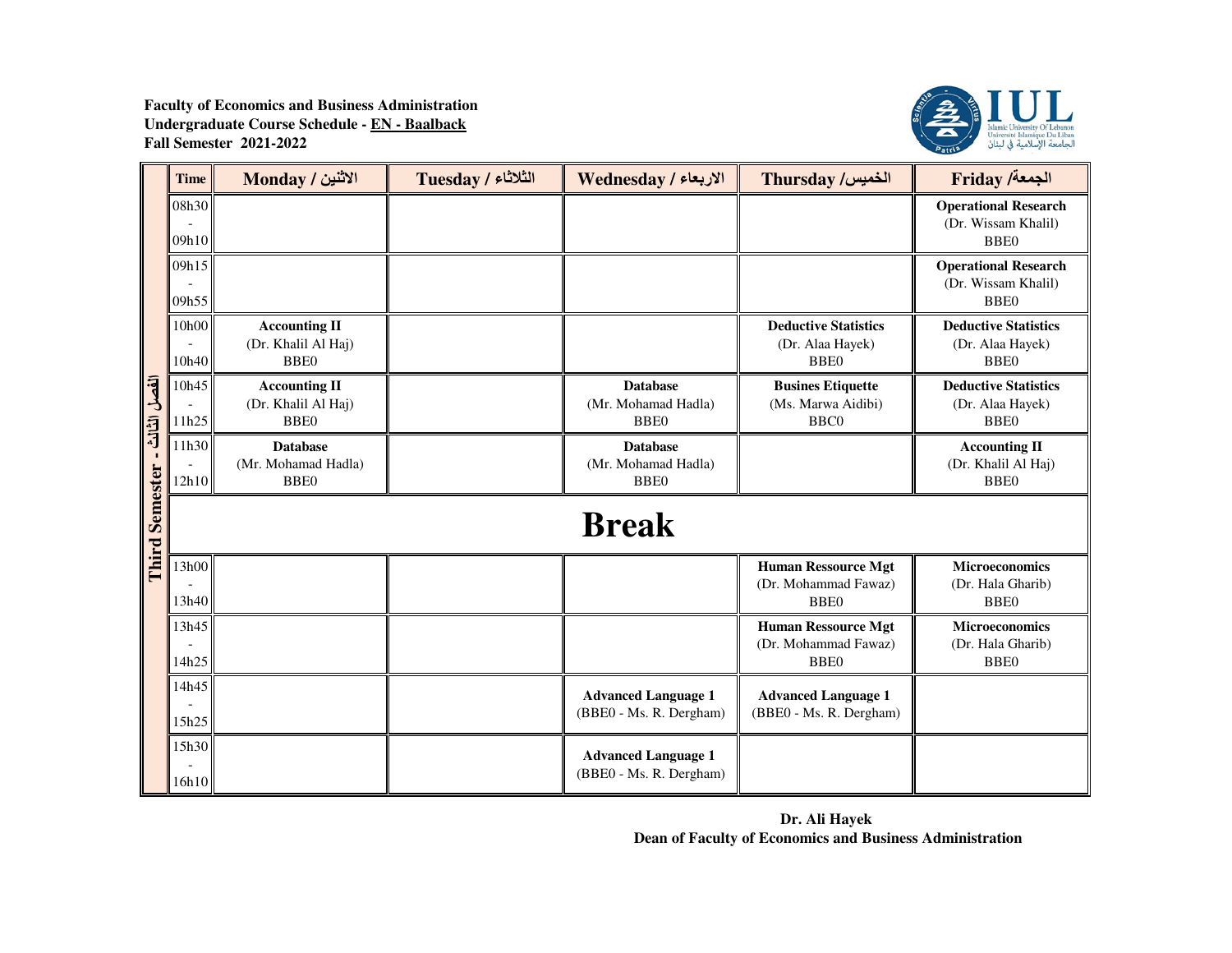**Faculty of Economics and Business Administration**
**Undergraduate Course Schedule - EN - Baalback**
**Fall Semester 2021-2022**

**Third Semester - الفصل الثالث**

| Time | Monday / الاثنين | Tuesday / الثلاثاء | Wednesday / الاربعاء | Thursday /الخميس | Friday /الجمعة |
|---|---|---|---|---|---|
| 08h30 - 09h10 | | | | | **Operational Research** (Dr. Wissam Khalil) BBE0 |
| 09h15 - 09h55 | | | | | **Operational Research** (Dr. Wissam Khalil) BBE0 |
| 10h00 - 10h40 | **Accounting II** (Dr. Khalil Al Haj) BBE0 | | | **Deductive Statistics** (Dr. Alaa Hayek) BBE0 | **Deductive Statistics** (Dr. Alaa Hayek) BBE0 |
| 10h45 - 11h25 | **Accounting II** (Dr. Khalil Al Haj) BBE0 | | **Database** (Mr. Mohamad Hadla) BBE0 | **Busines Etiquette** (Ms. Marwa Aidibi) BBC0 | **Deductive Statistics** (Dr. Alaa Hayek) BBE0 |
| 11h30 - 12h10 | **Database** (Mr. Mohamad Hadla) BBE0 | | **Database** (Mr. Mohamad Hadla) BBE0 | | **Accounting II** (Dr. Khalil Al Haj) BBE0 |
| **Break** | | | | | |
| 13h00 - 13h40 | | | | **Human Ressource Mgt** (Dr. Mohammad Fawaz) BBE0 | **Microeconomics** (Dr. Hala Gharib) BBE0 |
| 13h45 - 14h25 | | | | **Human Ressource Mgt** (Dr. Mohammad Fawaz) BBE0 | **Microeconomics** (Dr. Hala Gharib) BBE0 |
| 14h45 - 15h25 | | | **Advanced Language 1** (BBE0 - Ms. R. Dergham) | **Advanced Language 1** (BBE0 - Ms. R. Dergham) | |
| 15h30 - 16h10 | | | **Advanced Language 1** (BBE0 - Ms. R. Dergham) | | |

**Dr. Ali Hayek**
**Dean of Faculty of Economics and Business Administration**